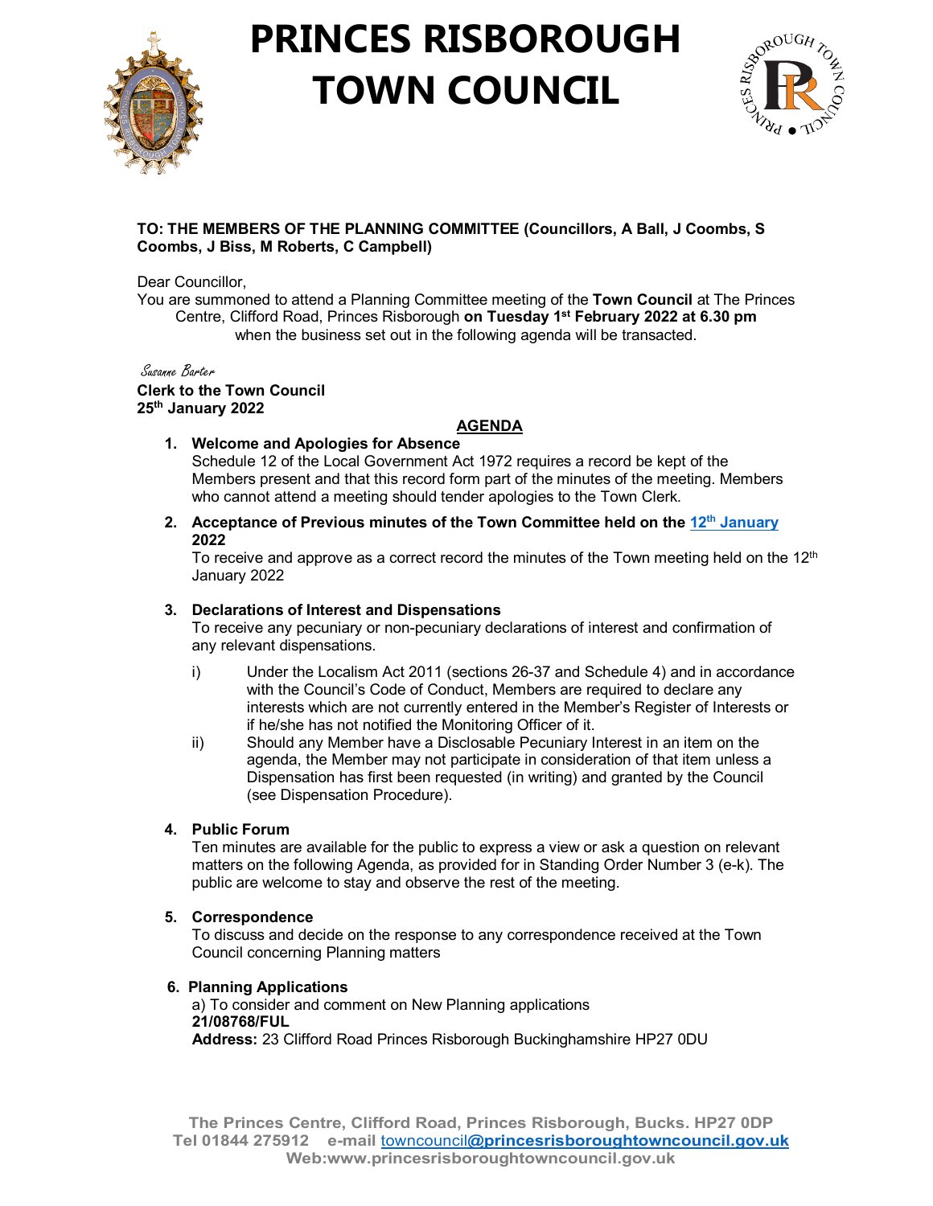# PRINCES RISBOROUGH TOWN COUNCIL

**TO: THE MEMBERS OF THE PLANNING COMMITTEE (Councillors, A Ball, J Coombs, S Coombs, J Biss, M Roberts, C Campbell)**

Dear Councillor,

You are summoned to attend a Planning Committee meeting of the **Town Council** at The Princes Centre, Clifford Road, Princes Risborough **on Tuesday 1st February 2022 at 6.30 pm** when the business set out in the following agenda will be transacted.

*Susanne Barter*

**Clerk to the Town Council**
**25th January 2022**

## AGENDA

1. **Welcome and Apologies for Absence**
   Schedule 12 of the Local Government Act 1972 requires a record be kept of the Members present and that this record form part of the minutes of the meeting. Members who cannot attend a meeting should tender apologies to the Town Clerk.

2. **Acceptance of Previous minutes of the Town Committee held on the 12th January 2022**
   To receive and approve as a correct record the minutes of the Town meeting held on the 12th January 2022

3. **Declarations of Interest and Dispensations**
   To receive any pecuniary or non-pecuniary declarations of interest and confirmation of any relevant dispensations.

   i) Under the Localism Act 2011 (sections 26-37 and Schedule 4) and in accordance with the Council's Code of Conduct, Members are required to declare any interests which are not currently entered in the Member's Register of Interests or if he/she has not notified the Monitoring Officer of it.

   ii) Should any Member have a Disclosable Pecuniary Interest in an item on the agenda, the Member may not participate in consideration of that item unless a Dispensation has first been requested (in writing) and granted by the Council (see Dispensation Procedure).

4. **Public Forum**
   Ten minutes are available for the public to express a view or ask a question on relevant matters on the following Agenda, as provided for in Standing Order Number 3 (e-k). The public are welcome to stay and observe the rest of the meeting.

5. **Correspondence**
   To discuss and decide on the response to any correspondence received at the Town Council concerning Planning matters

6. **Planning Applications**
   a) To consider and comment on New Planning applications
   **21/08768/FUL**
   **Address:** 23 Clifford Road Princes Risborough Buckinghamshire HP27 0DU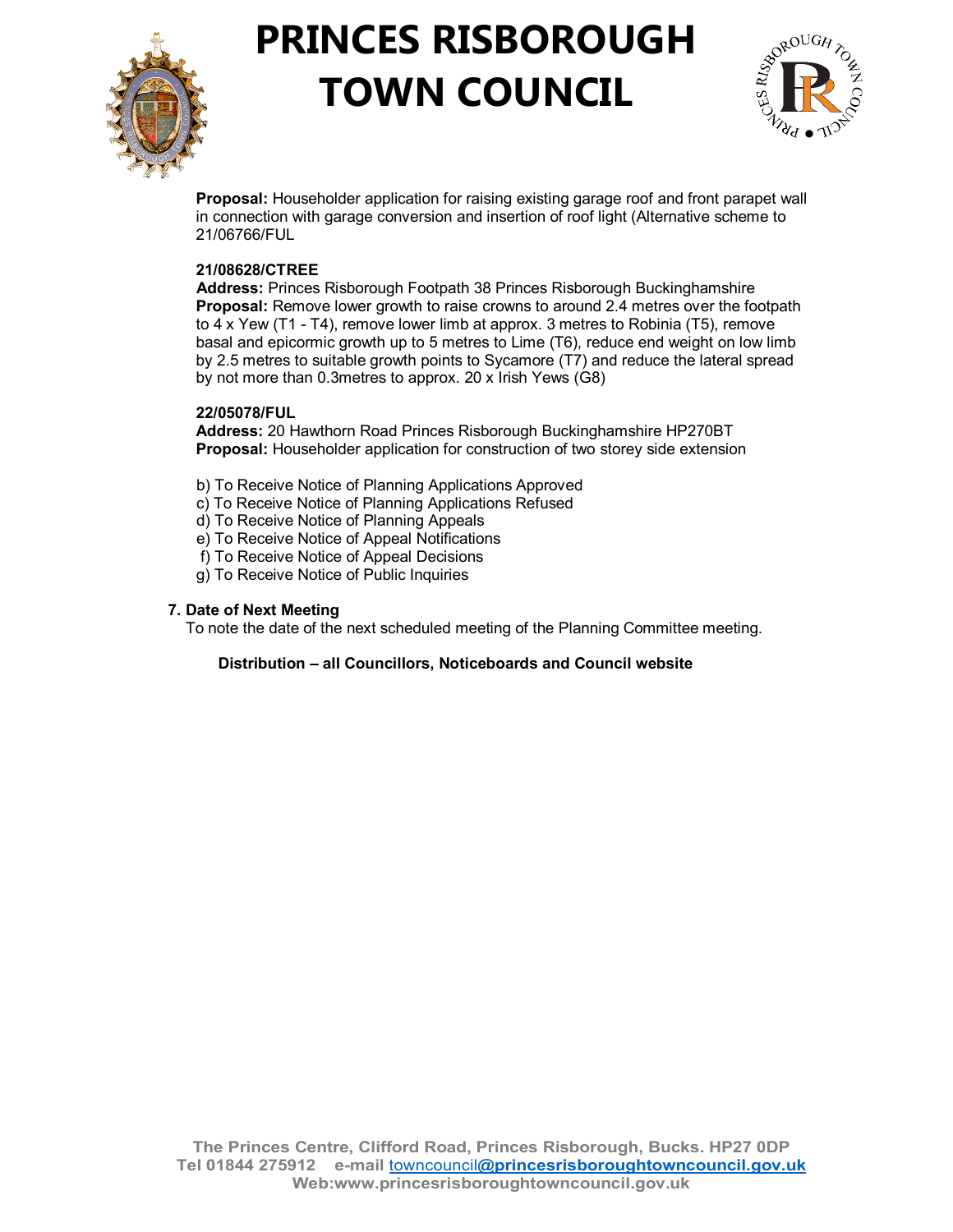**Proposal:** Householder application for raising existing garage roof and front parapet wall in connection with garage conversion and insertion of roof light (Alternative scheme to 21/06766/FUL

**21/08628/CTREE**
**Address:** Princes Risborough Footpath 38 Princes Risborough Buckinghamshire
**Proposal:** Remove lower growth to raise crowns to around 2.4 metres over the footpath to 4 x Yew (T1 - T4), remove lower limb at approx. 3 metres to Robinia (T5), remove basal and epicormic growth up to 5 metres to Lime (T6), reduce end weight on low limb by 2.5 metres to suitable growth points to Sycamore (T7) and reduce the lateral spread by not more than 0.3metres to approx. 20 x Irish Yews (G8)

**22/05078/FUL**
**Address:** 20 Hawthorn Road Princes Risborough Buckinghamshire HP270BT
**Proposal:** Householder application for construction of two storey side extension

b) To Receive Notice of Planning Applications Approved
c) To Receive Notice of Planning Applications Refused
d) To Receive Notice of Planning Appeals
e) To Receive Notice of Appeal Notifications
f) To Receive Notice of Appeal Decisions
g) To Receive Notice of Public Inquiries

**7. Date of Next Meeting**
To note the date of the next scheduled meeting of the Planning Committee meeting.

**Distribution – all Councillors, Noticeboards and Council website**